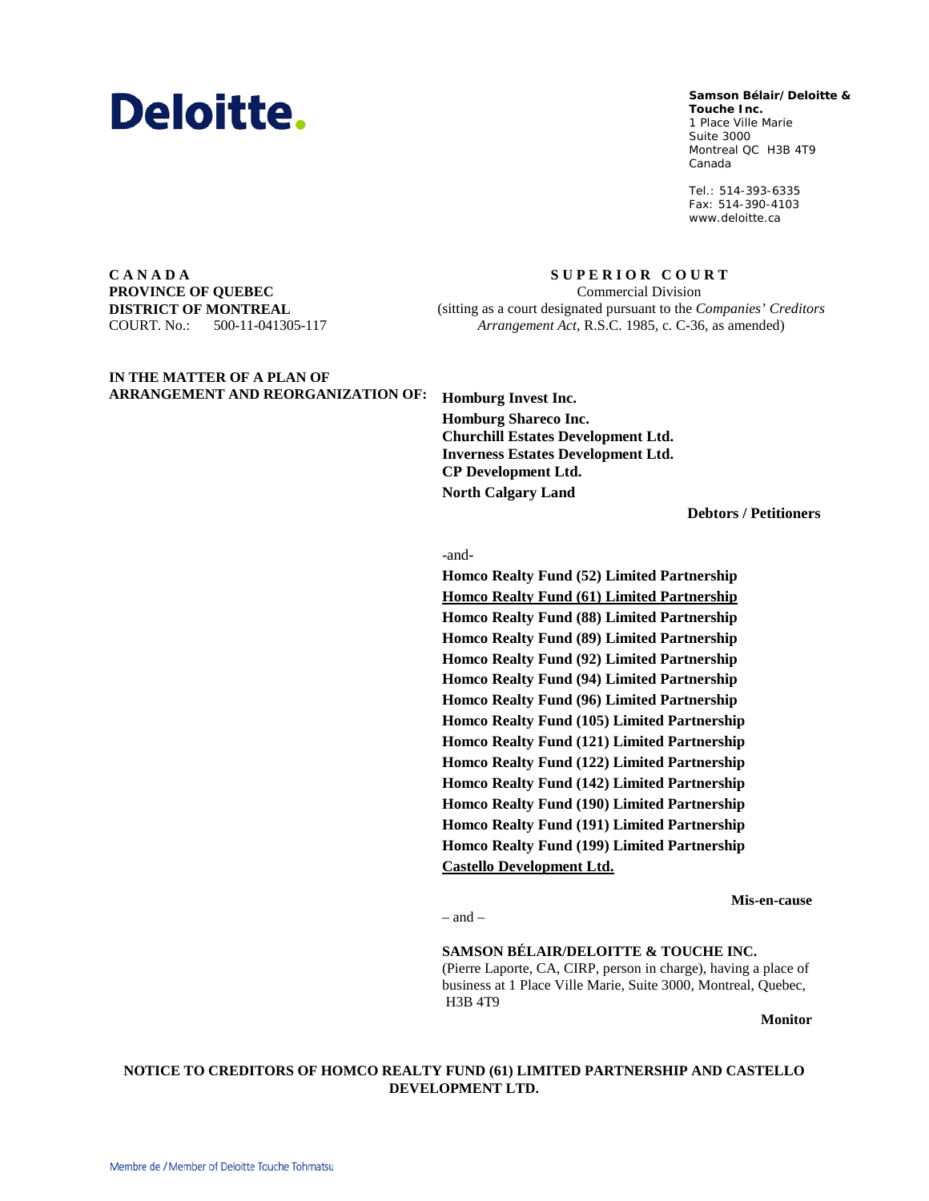**Deloitte.**

**Samson Bélair/Deloitte & Touche Inc.**
1 Place Ville Marie
Suite 3000
Montreal QC H3B 4T9
Canada

Tel.: 514-393-6335
Fax: 514-390-4103
www.deloitte.ca

**CANADA**
**PROVINCE OF QUEBEC**
**DISTRICT OF MONTREAL**
COURT. No.: 500-11-041305-117

**SUPERIOR COURT**
Commercial Division
(sitting as a court designated pursuant to the *Companies' Creditors Arrangement Act*, R.S.C. 1985, c. C-36, as amended)

**IN THE MATTER OF A PLAN OF ARRANGEMENT AND REORGANIZATION OF:**

**Homburg Invest Inc.**
**Homburg Shareco Inc.**
**Churchill Estates Development Ltd.**
**Inverness Estates Development Ltd.**
**CP Development Ltd.**
**North Calgary Land**

**Debtors / Petitioners**

-and-

**Homco Realty Fund (52) Limited Partnership**
**<u>Homco Realty Fund (61) Limited Partnership</u>**
**Homco Realty Fund (88) Limited Partnership**
**Homco Realty Fund (89) Limited Partnership**
**Homco Realty Fund (92) Limited Partnership**
**Homco Realty Fund (94) Limited Partnership**
**Homco Realty Fund (96) Limited Partnership**
**Homco Realty Fund (105) Limited Partnership**
**Homco Realty Fund (121) Limited Partnership**
**Homco Realty Fund (122) Limited Partnership**
**Homco Realty Fund (142) Limited Partnership**
**Homco Realty Fund (190) Limited Partnership**
**Homco Realty Fund (191) Limited Partnership**
**Homco Realty Fund (199) Limited Partnership**
**<u>Castello Development Ltd.</u>**

**Mis-en-cause**

– and –

**SAMSON BÉLAIR/DELOITTE & TOUCHE INC.**
(Pierre Laporte, CA, CIRP, person in charge), having a place of business at 1 Place Ville Marie, Suite 3000, Montreal, Quebec, H3B 4T9

**Monitor**

**NOTICE TO CREDITORS OF HOMCO REALTY FUND (61) LIMITED PARTNERSHIP AND CASTELLO DEVELOPMENT LTD.**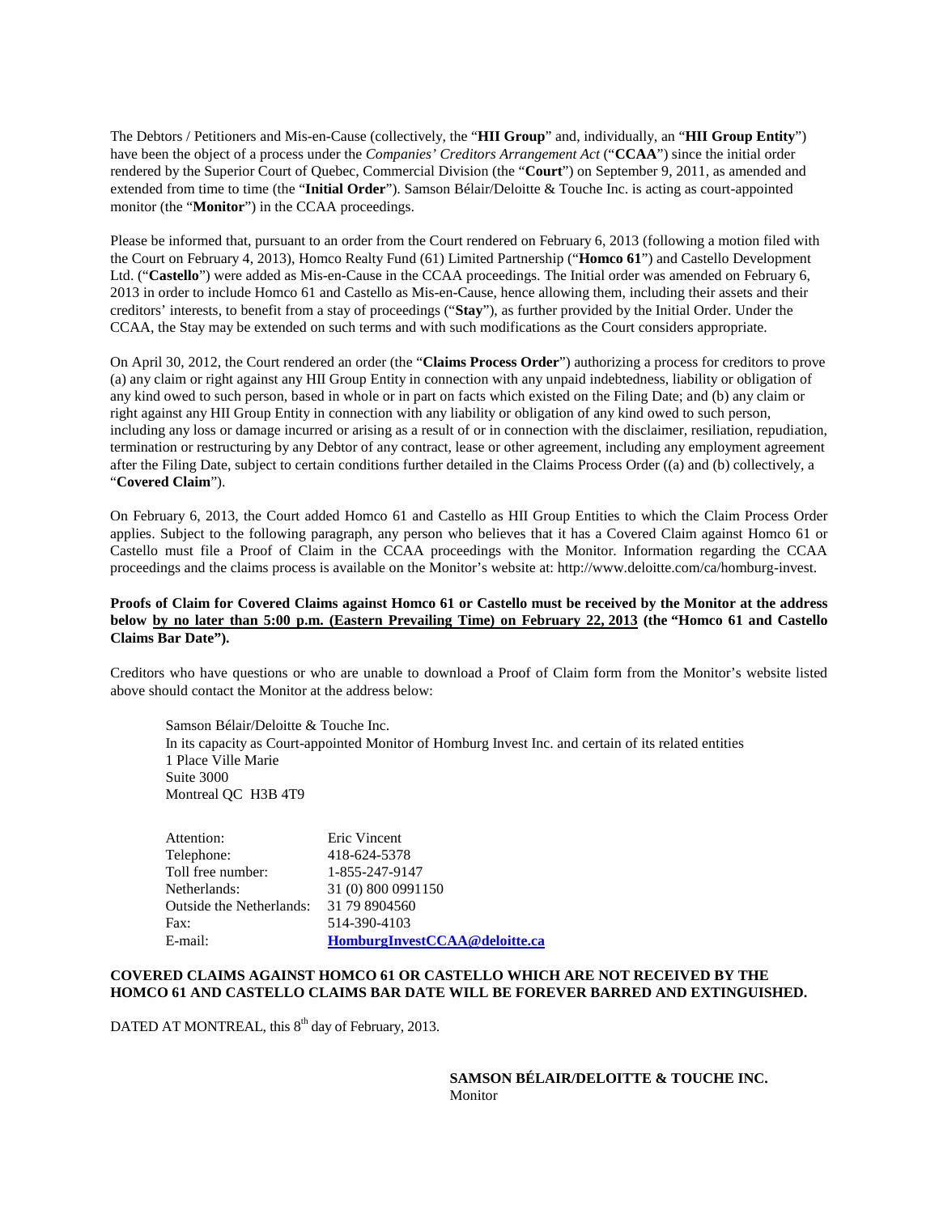The Debtors / Petitioners and Mis-en-Cause (collectively, the "**HII Group**" and, individually, an "**HII Group Entity**") have been the object of a process under the *Companies' Creditors Arrangement Act* ("**CCAA**") since the initial order rendered by the Superior Court of Quebec, Commercial Division (the "**Court**") on September 9, 2011, as amended and extended from time to time (the "**Initial Order**"). Samson Bélair/Deloitte & Touche Inc. is acting as court-appointed monitor (the "**Monitor**") in the CCAA proceedings.

Please be informed that, pursuant to an order from the Court rendered on February 6, 2013 (following a motion filed with the Court on February 4, 2013), Homco Realty Fund (61) Limited Partnership ("**Homco 61**") and Castello Development Ltd. ("**Castello**") were added as Mis-en-Cause in the CCAA proceedings. The Initial order was amended on February 6, 2013 in order to include Homco 61 and Castello as Mis-en-Cause, hence allowing them, including their assets and their creditors' interests, to benefit from a stay of proceedings ("**Stay**"), as further provided by the Initial Order. Under the CCAA, the Stay may be extended on such terms and with such modifications as the Court considers appropriate.

On April 30, 2012, the Court rendered an order (the "**Claims Process Order**") authorizing a process for creditors to prove (a) any claim or right against any HII Group Entity in connection with any unpaid indebtedness, liability or obligation of any kind owed to such person, based in whole or in part on facts which existed on the Filing Date; and (b) any claim or right against any HII Group Entity in connection with any liability or obligation of any kind owed to such person, including any loss or damage incurred or arising as a result of or in connection with the disclaimer, resiliation, repudiation, termination or restructuring by any Debtor of any contract, lease or other agreement, including any employment agreement after the Filing Date, subject to certain conditions further detailed in the Claims Process Order ((a) and (b) collectively, a "**Covered Claim**").

On February 6, 2013, the Court added Homco 61 and Castello as HII Group Entities to which the Claim Process Order applies. Subject to the following paragraph, any person who believes that it has a Covered Claim against Homco 61 or Castello must file a Proof of Claim in the CCAA proceedings with the Monitor. Information regarding the CCAA proceedings and the claims process is available on the Monitor's website at: http://www.deloitte.com/ca/homburg-invest.

**Proofs of Claim for Covered Claims against Homco 61 or Castello must be received by the Monitor at the address below by no later than 5:00 p.m. (Eastern Prevailing Time) on February 22, 2013 (the "Homco 61 and Castello Claims Bar Date").**

Creditors who have questions or who are unable to download a Proof of Claim form from the Monitor's website listed above should contact the Monitor at the address below:

Samson Bélair/Deloitte & Touche Inc.
In its capacity as Court-appointed Monitor of Homburg Invest Inc. and certain of its related entities
1 Place Ville Marie
Suite 3000
Montreal QC H3B 4T9

| | |
|---|---|
| Attention: | Eric Vincent |
| Telephone: | 418-624-5378 |
| Toll free number: | 1-855-247-9147 |
| Netherlands: | 31 (0) 800 0991150 |
| Outside the Netherlands: | 31 79 8904560 |
| Fax: | 514-390-4103 |
| E-mail: | **HomburgInvestCCAA@deloitte.ca** |

**COVERED CLAIMS AGAINST HOMCO 61 OR CASTELLO WHICH ARE NOT RECEIVED BY THE HOMCO 61 AND CASTELLO CLAIMS BAR DATE WILL BE FOREVER BARRED AND EXTINGUISHED.**

DATED AT MONTREAL, this 8th day of February, 2013.

**SAMSON BÉLAIR/DELOITTE & TOUCHE INC.**
Monitor